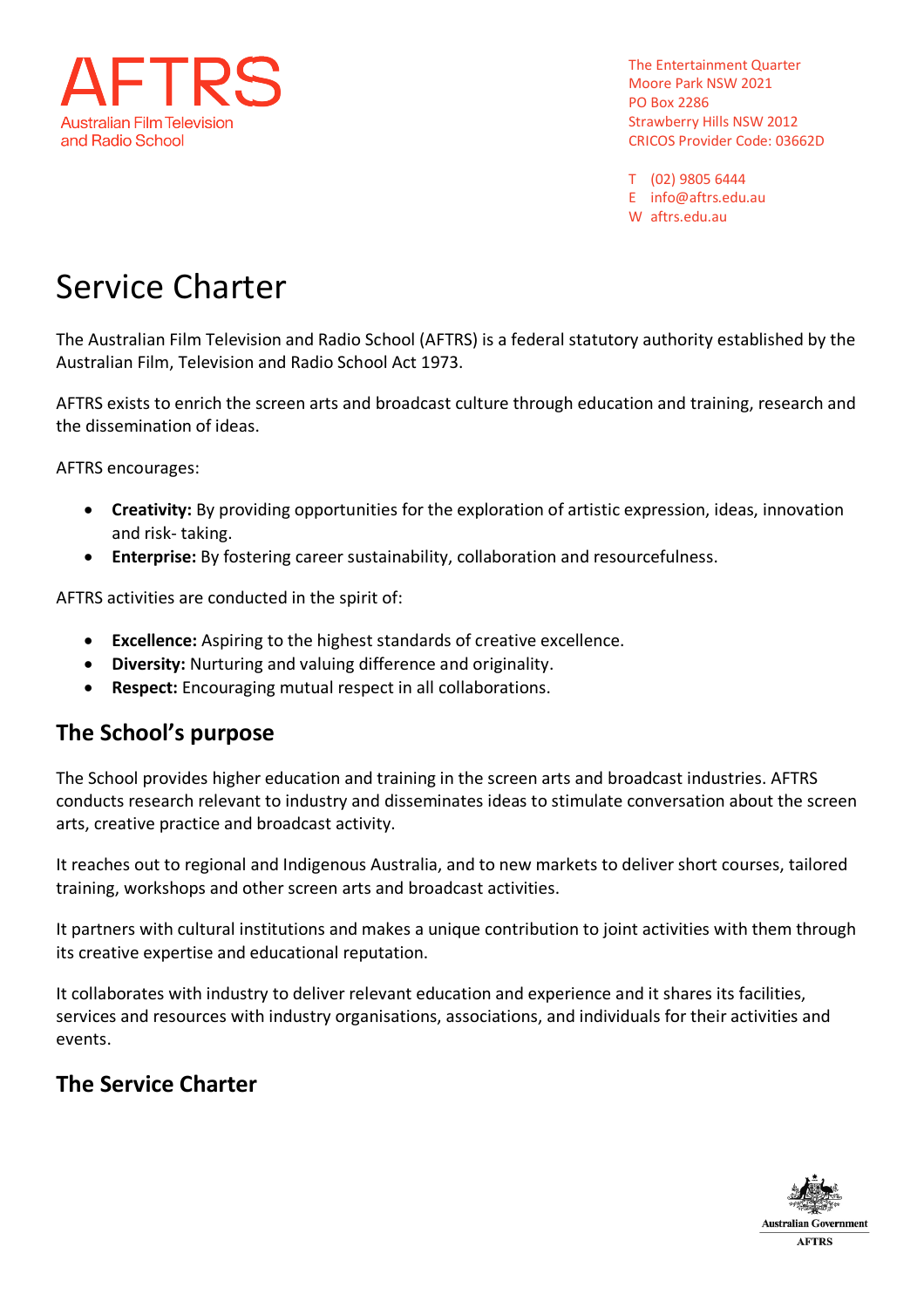AFTRS

Australian Film Television and Radio School

The Entertainment Quarter
Moore Park NSW 2021
PO Box 2286
Strawberry Hills NSW 2012
CRICOS Provider Code: 03662D

T (02) 9805 6444
E info@aftrs.edu.au
W aftrs.edu.au

# Service Charter

The Australian Film Television and Radio School (AFTRS) is a federal statutory authority established by the Australian Film, Television and Radio School Act 1973.

AFTRS exists to enrich the screen arts and broadcast culture through education and training, research and the dissemination of ideas.

AFTRS encourages:

- **Creativity:** By providing opportunities for the exploration of artistic expression, ideas, innovation and risk- taking.
- **Enterprise:** By fostering career sustainability, collaboration and resourcefulness.

AFTRS activities are conducted in the spirit of:

- **Excellence:** Aspiring to the highest standards of creative excellence.
- **Diversity:** Nurturing and valuing difference and originality.
- **Respect:** Encouraging mutual respect in all collaborations.

## The School's purpose

The School provides higher education and training in the screen arts and broadcast industries. AFTRS conducts research relevant to industry and disseminates ideas to stimulate conversation about the screen arts, creative practice and broadcast activity.

It reaches out to regional and Indigenous Australia, and to new markets to deliver short courses, tailored training, workshops and other screen arts and broadcast activities.

It partners with cultural institutions and makes a unique contribution to joint activities with them through its creative expertise and educational reputation.

It collaborates with industry to deliver relevant education and experience and it shares its facilities, services and resources with industry organisations, associations, and individuals for their activities and events.

## The Service Charter

Australian Government
AFTRS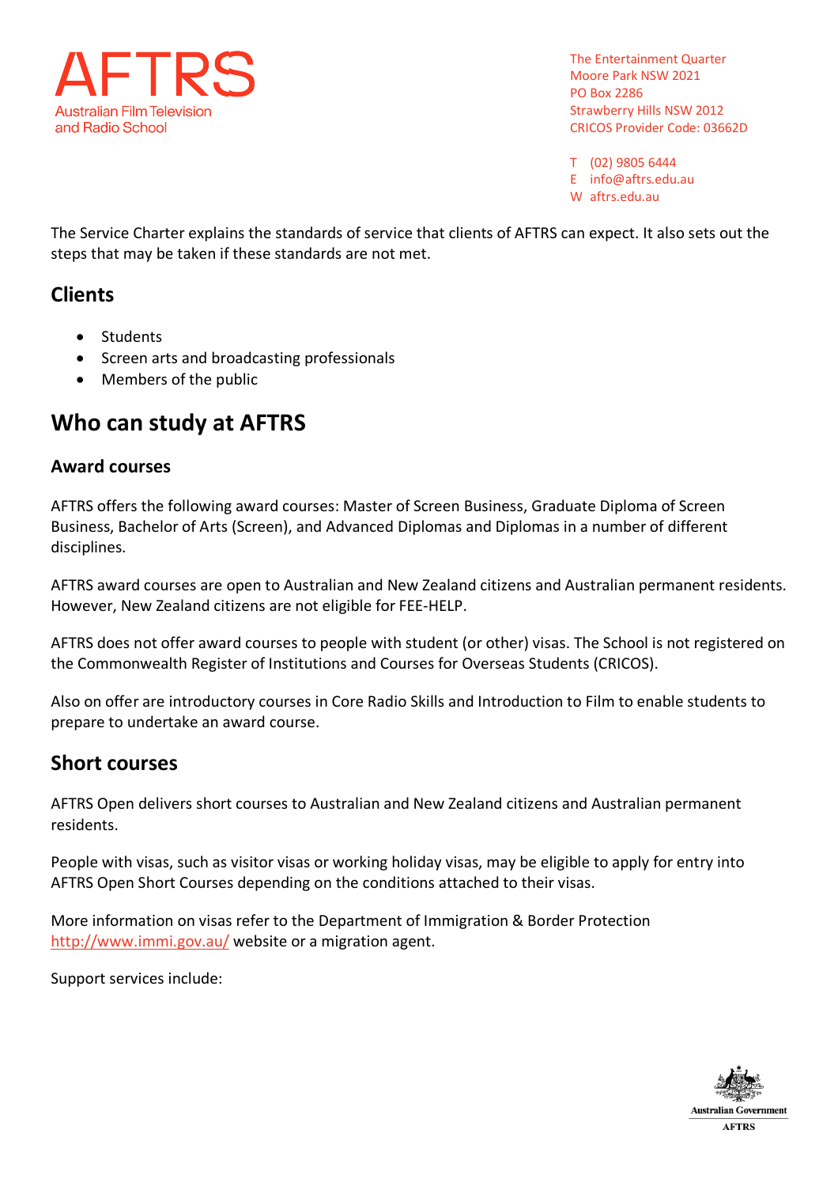AFTRS
Australian Film Television and Radio School

The Entertainment Quarter
Moore Park NSW 2021
PO Box 2286
Strawberry Hills NSW 2012
CRICOS Provider Code: 03662D

T (02) 9805 6444
E info@aftrs.edu.au
W aftrs.edu.au

The Service Charter explains the standards of service that clients of AFTRS can expect. It also sets out the steps that may be taken if these standards are not met.

## Clients

- Students
- Screen arts and broadcasting professionals
- Members of the public

# Who can study at AFTRS

### Award courses

AFTRS offers the following award courses: Master of Screen Business, Graduate Diploma of Screen Business, Bachelor of Arts (Screen), and Advanced Diplomas and Diplomas in a number of different disciplines.

AFTRS award courses are open to Australian and New Zealand citizens and Australian permanent residents. However, New Zealand citizens are not eligible for FEE-HELP.

AFTRS does not offer award courses to people with student (or other) visas. The School is not registered on the Commonwealth Register of Institutions and Courses for Overseas Students (CRICOS).

Also on offer are introductory courses in Core Radio Skills and Introduction to Film to enable students to prepare to undertake an award course.

## Short courses

AFTRS Open delivers short courses to Australian and New Zealand citizens and Australian permanent residents.

People with visas, such as visitor visas or working holiday visas, may be eligible to apply for entry into AFTRS Open Short Courses depending on the conditions attached to their visas.

More information on visas refer to the Department of Immigration & Border Protection http://www.immi.gov.au/ website or a migration agent.

Support services include:

Australian Government
AFTRS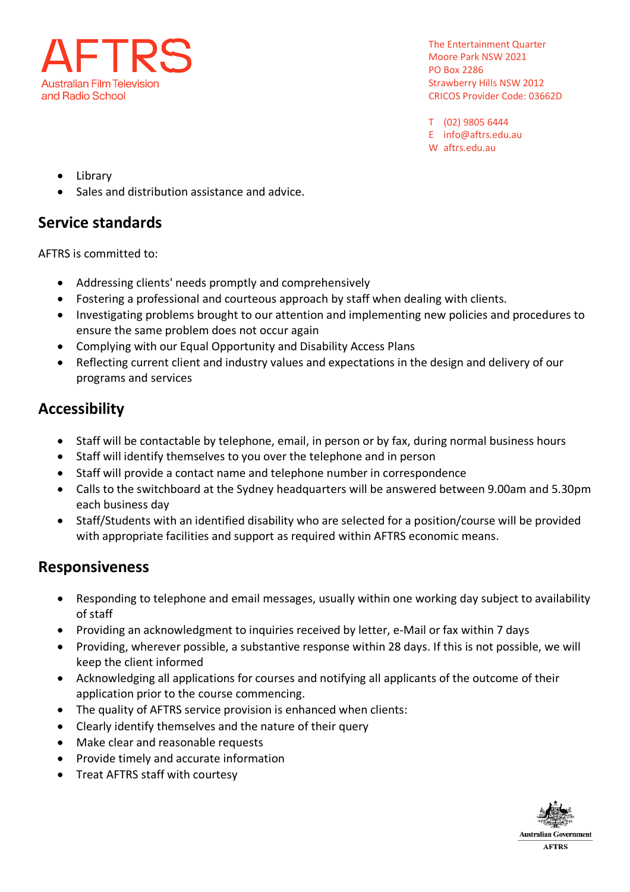- Library
- Sales and distribution assistance and advice.

## Service standards

AFTRS is committed to:

- Addressing clients' needs promptly and comprehensively
- Fostering a professional and courteous approach by staff when dealing with clients.
- Investigating problems brought to our attention and implementing new policies and procedures to ensure the same problem does not occur again
- Complying with our Equal Opportunity and Disability Access Plans
- Reflecting current client and industry values and expectations in the design and delivery of our programs and services

## Accessibility

- Staff will be contactable by telephone, email, in person or by fax, during normal business hours
- Staff will identify themselves to you over the telephone and in person
- Staff will provide a contact name and telephone number in correspondence
- Calls to the switchboard at the Sydney headquarters will be answered between 9.00am and 5.30pm each business day
- Staff/Students with an identified disability who are selected for a position/course will be provided with appropriate facilities and support as required within AFTRS economic means.

## Responsiveness

- Responding to telephone and email messages, usually within one working day subject to availability of staff
- Providing an acknowledgment to inquiries received by letter, e-Mail or fax within 7 days
- Providing, wherever possible, a substantive response within 28 days. If this is not possible, we will keep the client informed
- Acknowledging all applications for courses and notifying all applicants of the outcome of their application prior to the course commencing.
- The quality of AFTRS service provision is enhanced when clients:
- Clearly identify themselves and the nature of their query
- Make clear and reasonable requests
- Provide timely and accurate information
- Treat AFTRS staff with courtesy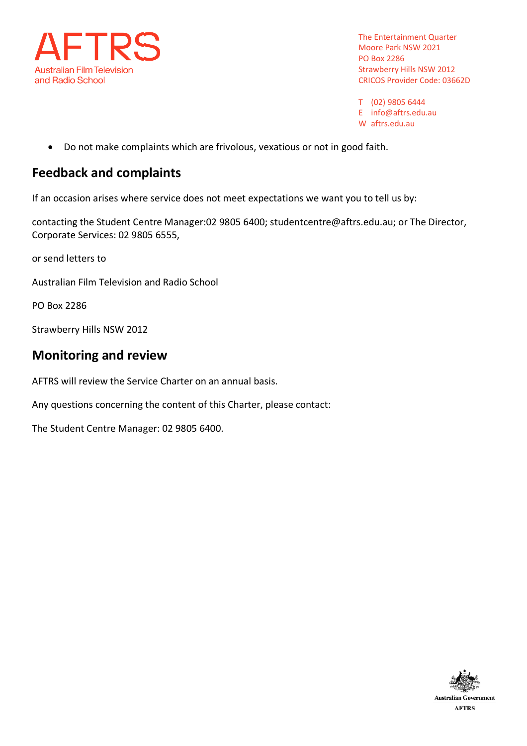- Do not make complaints which are frivolous, vexatious or not in good faith.

## Feedback and complaints

If an occasion arises where service does not meet expectations we want you to tell us by:

contacting the Student Centre Manager:02 9805 6400; studentcentre@aftrs.edu.au; or The Director, Corporate Services: 02 9805 6555,

or send letters to

Australian Film Television and Radio School

PO Box 2286

Strawberry Hills NSW 2012

## Monitoring and review

AFTRS will review the Service Charter on an annual basis.

Any questions concerning the content of this Charter, please contact:

The Student Centre Manager: 02 9805 6400.